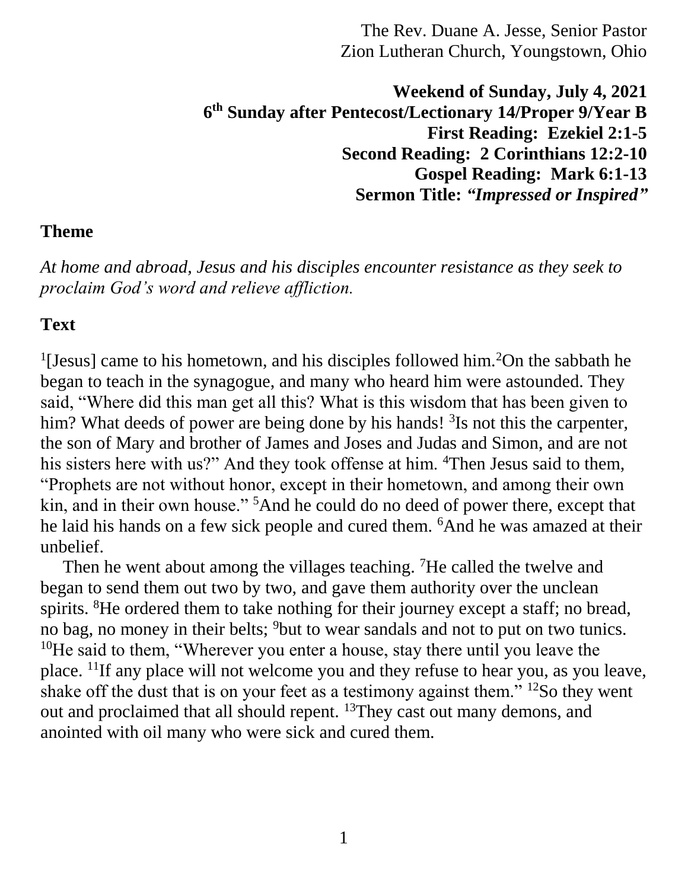The Rev. Duane A. Jesse, Senior Pastor
Zion Lutheran Church, Youngstown, Ohio

**Weekend of Sunday, July 4, 2021**
**6th Sunday after Pentecost/Lectionary 14/Proper 9/Year B**
**First Reading: Ezekiel 2:1-5**
**Second Reading: 2 Corinthians 12:2-10**
**Gospel Reading: Mark 6:1-13**
**Sermon Title:** ***"Impressed or Inspired"***

## Theme

*At home and abroad, Jesus and his disciples encounter resistance as they seek to proclaim God's word and relieve affliction.*

## Text

[1][Jesus] came to his hometown, and his disciples followed him.[2]On the sabbath he began to teach in the synagogue, and many who heard him were astounded. They said, "Where did this man get all this? What is this wisdom that has been given to him? What deeds of power are being done by his hands! [3]Is not this the carpenter, the son of Mary and brother of James and Joses and Judas and Simon, and are not his sisters here with us?" And they took offense at him. [4]Then Jesus said to them, "Prophets are not without honor, except in their hometown, and among their own kin, and in their own house." [5]And he could do no deed of power there, except that he laid his hands on a few sick people and cured them. [6]And he was amazed at their unbelief.

Then he went about among the villages teaching. [7]He called the twelve and began to send them out two by two, and gave them authority over the unclean spirits. [8]He ordered them to take nothing for their journey except a staff; no bread, no bag, no money in their belts; [9]but to wear sandals and not to put on two tunics. [10]He said to them, "Wherever you enter a house, stay there until you leave the place. [11]If any place will not welcome you and they refuse to hear you, as you leave, shake off the dust that is on your feet as a testimony against them." [12]So they went out and proclaimed that all should repent. [13]They cast out many demons, and anointed with oil many who were sick and cured them.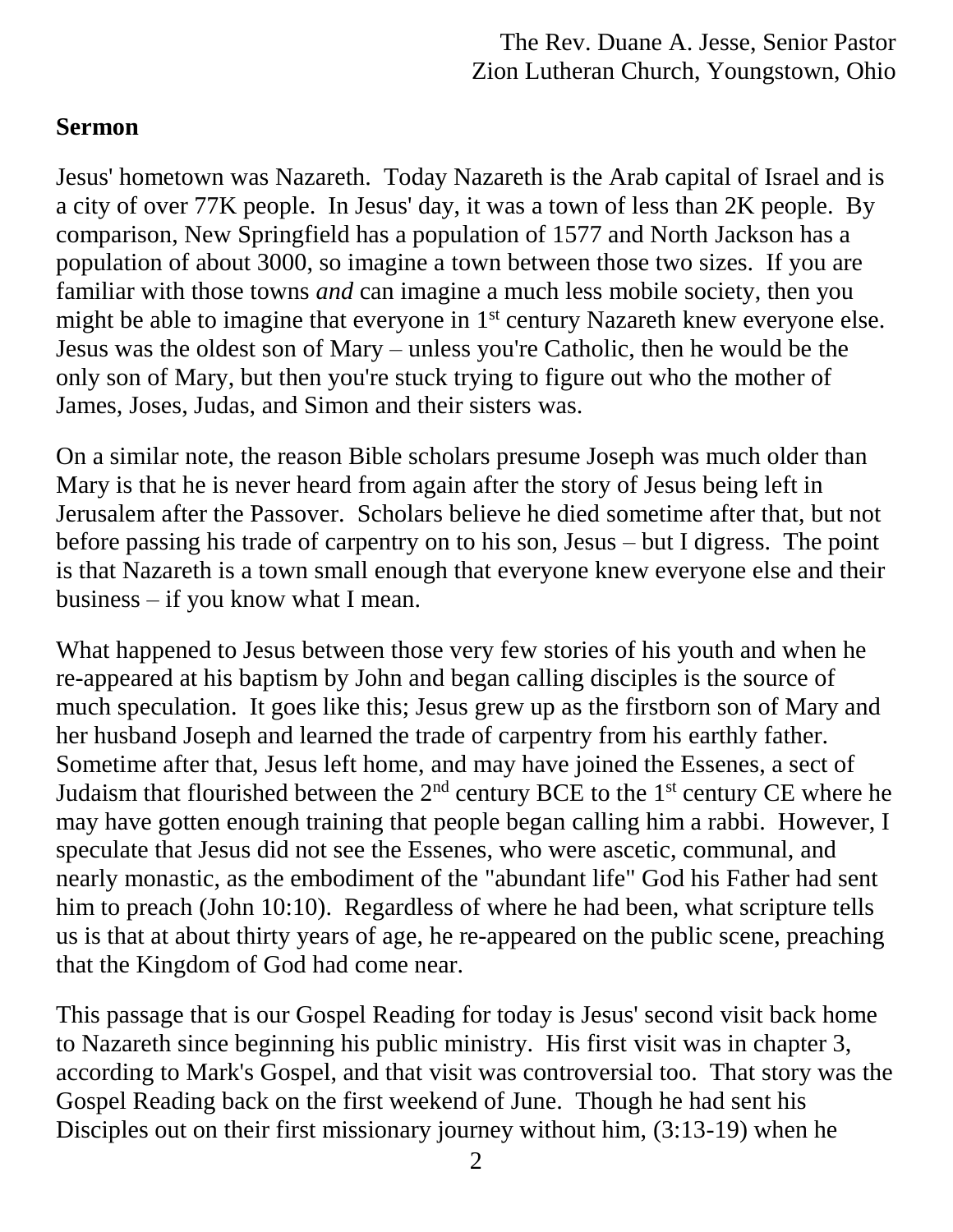The Rev. Duane A. Jesse, Senior Pastor
Zion Lutheran Church, Youngstown, Ohio

**Sermon**

Jesus' hometown was Nazareth. Today Nazareth is the Arab capital of Israel and is a city of over 77K people. In Jesus' day, it was a town of less than 2K people. By comparison, New Springfield has a population of 1577 and North Jackson has a population of about 3000, so imagine a town between those two sizes. If you are familiar with those towns *and* can imagine a much less mobile society, then you might be able to imagine that everyone in 1st century Nazareth knew everyone else. Jesus was the oldest son of Mary – unless you're Catholic, then he would be the only son of Mary, but then you're stuck trying to figure out who the mother of James, Joses, Judas, and Simon and their sisters was.

On a similar note, the reason Bible scholars presume Joseph was much older than Mary is that he is never heard from again after the story of Jesus being left in Jerusalem after the Passover. Scholars believe he died sometime after that, but not before passing his trade of carpentry on to his son, Jesus – but I digress. The point is that Nazareth is a town small enough that everyone knew everyone else and their business – if you know what I mean.

What happened to Jesus between those very few stories of his youth and when he re-appeared at his baptism by John and began calling disciples is the source of much speculation. It goes like this; Jesus grew up as the firstborn son of Mary and her husband Joseph and learned the trade of carpentry from his earthly father. Sometime after that, Jesus left home, and may have joined the Essenes, a sect of Judaism that flourished between the 2nd century BCE to the 1st century CE where he may have gotten enough training that people began calling him a rabbi. However, I speculate that Jesus did not see the Essenes, who were ascetic, communal, and nearly monastic, as the embodiment of the "abundant life" God his Father had sent him to preach (John 10:10). Regardless of where he had been, what scripture tells us is that at about thirty years of age, he re-appeared on the public scene, preaching that the Kingdom of God had come near.

This passage that is our Gospel Reading for today is Jesus' second visit back home to Nazareth since beginning his public ministry. His first visit was in chapter 3, according to Mark's Gospel, and that visit was controversial too. That story was the Gospel Reading back on the first weekend of June. Though he had sent his Disciples out on their first missionary journey without him, (3:13-19) when he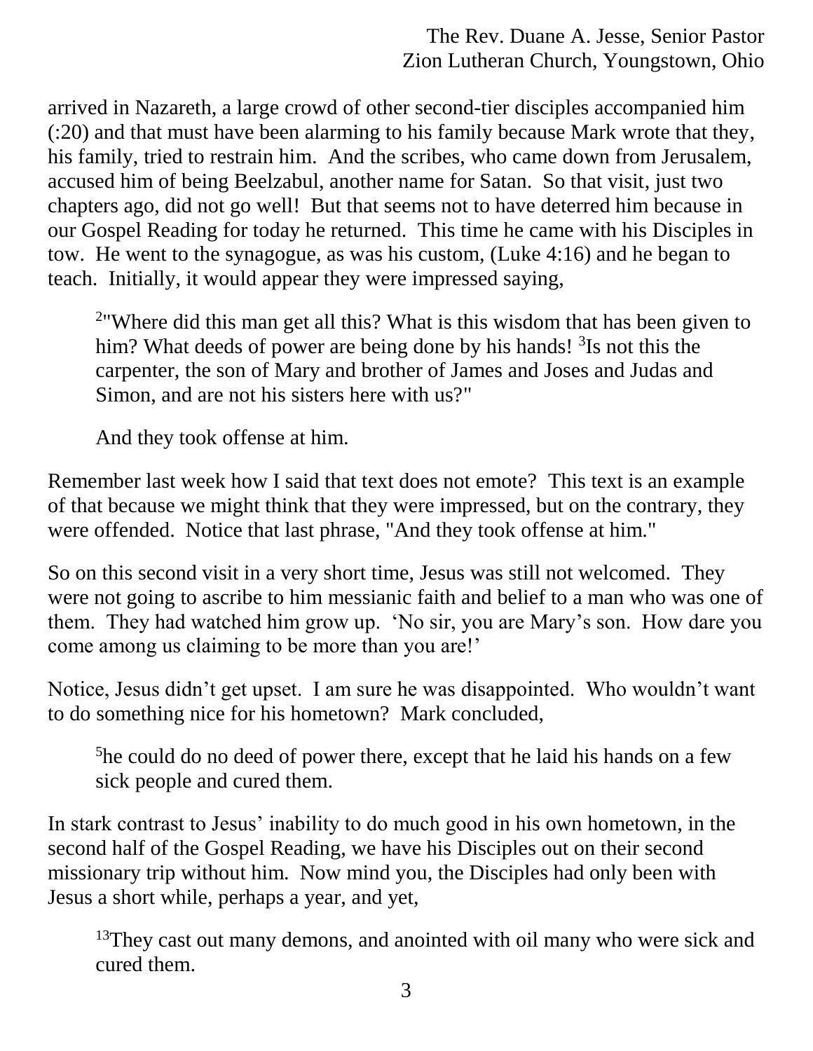arrived in Nazareth, a large crowd of other second-tier disciples accompanied him (:20) and that must have been alarming to his family because Mark wrote that they, his family, tried to restrain him. And the scribes, who came down from Jerusalem, accused him of being Beelzabul, another name for Satan. So that visit, just two chapters ago, did not go well! But that seems not to have deterred him because in our Gospel Reading for today he returned. This time he came with his Disciples in tow. He went to the synagogue, as was his custom, (Luke 4:16) and he began to teach. Initially, it would appear they were impressed saying,

> [2]"Where did this man get all this? What is this wisdom that has been given to him? What deeds of power are being done by his hands! [3]Is not this the carpenter, the son of Mary and brother of James and Joses and Judas and Simon, and are not his sisters here with us?"
>
> And they took offense at him.

Remember last week how I said that text does not emote? This text is an example of that because we might think that they were impressed, but on the contrary, they were offended. Notice that last phrase, "And they took offense at him."

So on this second visit in a very short time, Jesus was still not welcomed. They were not going to ascribe to him messianic faith and belief to a man who was one of them. They had watched him grow up. 'No sir, you are Mary's son. How dare you come among us claiming to be more than you are!'

Notice, Jesus didn't get upset. I am sure he was disappointed. Who wouldn't want to do something nice for his hometown? Mark concluded,

> [5]he could do no deed of power there, except that he laid his hands on a few sick people and cured them.

In stark contrast to Jesus' inability to do much good in his own hometown, in the second half of the Gospel Reading, we have his Disciples out on their second missionary trip without him. Now mind you, the Disciples had only been with Jesus a short while, perhaps a year, and yet,

> [13]They cast out many demons, and anointed with oil many who were sick and cured them.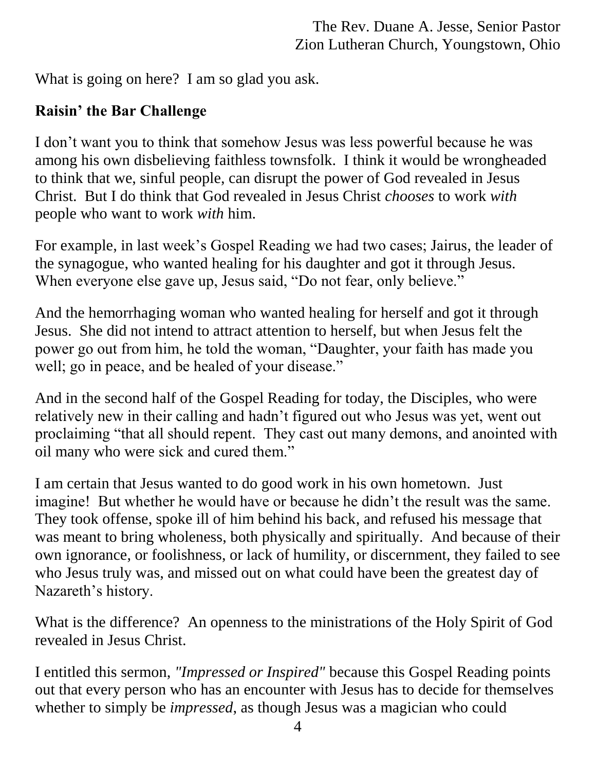What is going on here? I am so glad you ask.

**Raisin' the Bar Challenge**

I don't want you to think that somehow Jesus was less powerful because he was among his own disbelieving faithless townsfolk. I think it would be wrongheaded to think that we, sinful people, can disrupt the power of God revealed in Jesus Christ. But I do think that God revealed in Jesus Christ *chooses* to work *with* people who want to work *with* him.

For example, in last week's Gospel Reading we had two cases; Jairus, the leader of the synagogue, who wanted healing for his daughter and got it through Jesus. When everyone else gave up, Jesus said, "Do not fear, only believe."

And the hemorrhaging woman who wanted healing for herself and got it through Jesus. She did not intend to attract attention to herself, but when Jesus felt the power go out from him, he told the woman, "Daughter, your faith has made you well; go in peace, and be healed of your disease."

And in the second half of the Gospel Reading for today, the Disciples, who were relatively new in their calling and hadn't figured out who Jesus was yet, went out proclaiming "that all should repent. They cast out many demons, and anointed with oil many who were sick and cured them."

I am certain that Jesus wanted to do good work in his own hometown. Just imagine! But whether he would have or because he didn't the result was the same. They took offense, spoke ill of him behind his back, and refused his message that was meant to bring wholeness, both physically and spiritually. And because of their own ignorance, or foolishness, or lack of humility, or discernment, they failed to see who Jesus truly was, and missed out on what could have been the greatest day of Nazareth's history.

What is the difference? An openness to the ministrations of the Holy Spirit of God revealed in Jesus Christ.

I entitled this sermon, *"Impressed or Inspired"* because this Gospel Reading points out that every person who has an encounter with Jesus has to decide for themselves whether to simply be *impressed*, as though Jesus was a magician who could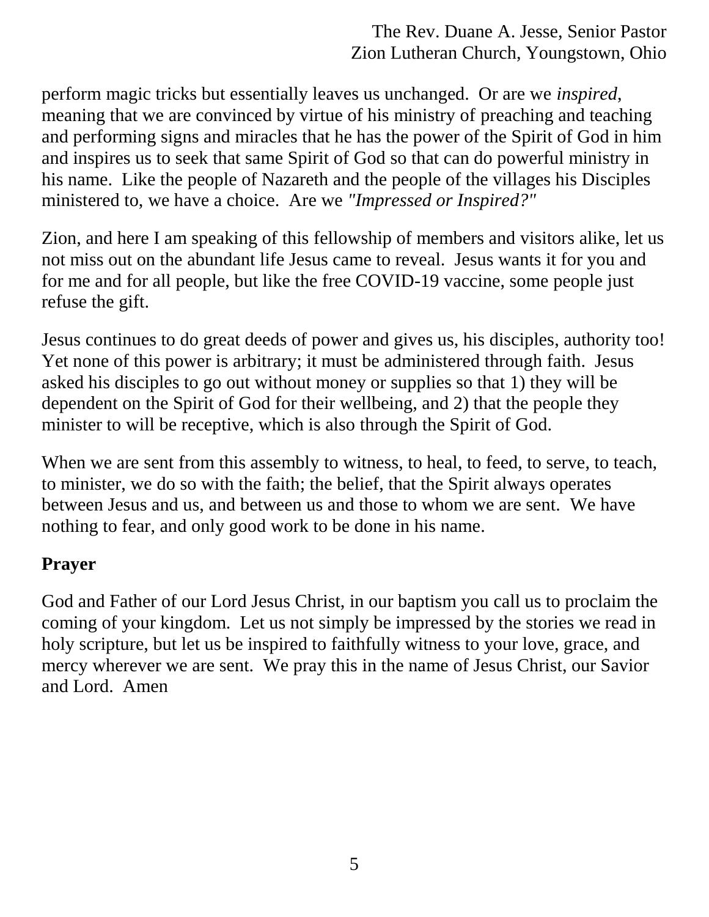perform magic tricks but essentially leaves us unchanged. Or are we *inspired*, meaning that we are convinced by virtue of his ministry of preaching and teaching and performing signs and miracles that he has the power of the Spirit of God in him and inspires us to seek that same Spirit of God so that can do powerful ministry in his name. Like the people of Nazareth and the people of the villages his Disciples ministered to, we have a choice. Are we *"Impressed or Inspired?"*

Zion, and here I am speaking of this fellowship of members and visitors alike, let us not miss out on the abundant life Jesus came to reveal. Jesus wants it for you and for me and for all people, but like the free COVID-19 vaccine, some people just refuse the gift.

Jesus continues to do great deeds of power and gives us, his disciples, authority too! Yet none of this power is arbitrary; it must be administered through faith. Jesus asked his disciples to go out without money or supplies so that 1) they will be dependent on the Spirit of God for their wellbeing, and 2) that the people they minister to will be receptive, which is also through the Spirit of God.

When we are sent from this assembly to witness, to heal, to feed, to serve, to teach, to minister, we do so with the faith; the belief, that the Spirit always operates between Jesus and us, and between us and those to whom we are sent. We have nothing to fear, and only good work to be done in his name.

**Prayer**

God and Father of our Lord Jesus Christ, in our baptism you call us to proclaim the coming of your kingdom. Let us not simply be impressed by the stories we read in holy scripture, but let us be inspired to faithfully witness to your love, grace, and mercy wherever we are sent. We pray this in the name of Jesus Christ, our Savior and Lord. Amen